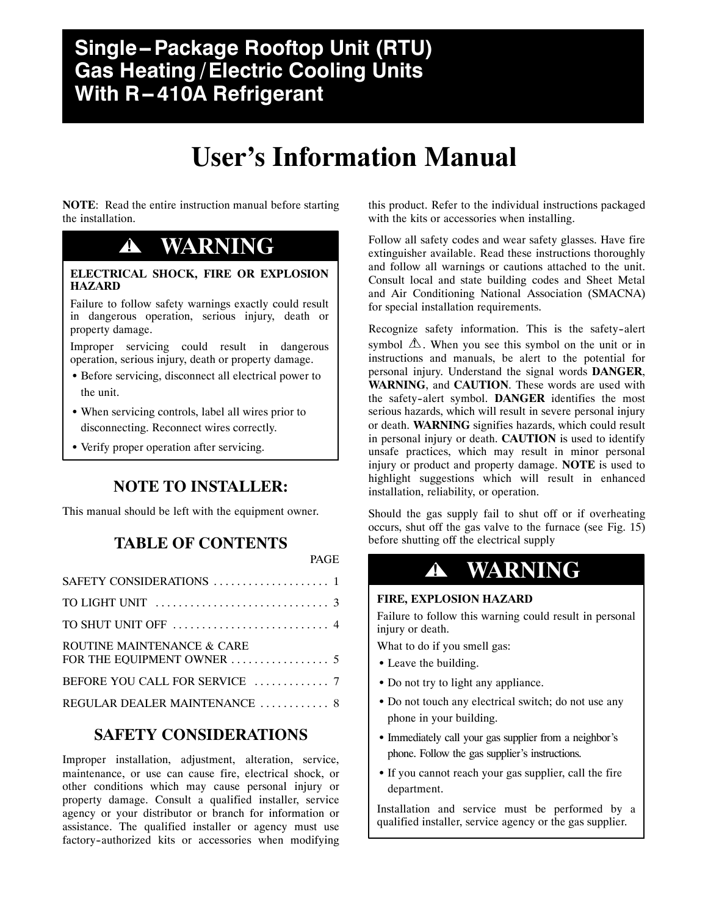# Single–Package Rooftop Unit (RTU) Gas Heating / Electric Cooling Units With R–410A Refrigerant

# User's Information Manual

**NOTE**: Read the entire instruction manual before starting the installation.

> **⚠ WARNING**
>
> **ELECTRICAL SHOCK, FIRE OR EXPLOSION HAZARD**
>
> Failure to follow safety warnings exactly could result in dangerous operation, serious injury, death or property damage.
>
> Improper servicing could result in dangerous operation, serious injury, death or property damage.
>
> - Before servicing, disconnect all electrical power to the unit.
> - When servicing controls, label all wires prior to disconnecting. Reconnect wires correctly.
> - Verify proper operation after servicing.

## NOTE TO INSTALLER:

This manual should be left with the equipment owner.

## TABLE OF CONTENTS

| | PAGE |
|---|---|
| SAFETY CONSIDERATIONS | 1 |
| TO LIGHT UNIT | 3 |
| TO SHUT UNIT OFF | 4 |
| ROUTINE MAINTENANCE & CARE FOR THE EQUIPMENT OWNER | 5 |
| BEFORE YOU CALL FOR SERVICE | 7 |
| REGULAR DEALER MAINTENANCE | 8 |

## SAFETY CONSIDERATIONS

Improper installation, adjustment, alteration, service, maintenance, or use can cause fire, electrical shock, or other conditions which may cause personal injury or property damage. Consult a qualified installer, service agency or your distributor or branch for information or assistance. The qualified installer or agency must use factory-authorized kits or accessories when modifying this product. Refer to the individual instructions packaged with the kits or accessories when installing.

Follow all safety codes and wear safety glasses. Have fire extinguisher available. Read these instructions thoroughly and follow all warnings or cautions attached to the unit. Consult local and state building codes and Sheet Metal and Air Conditioning National Association (SMACNA) for special installation requirements.

Recognize safety information. This is the safety-alert symbol ⚠. When you see this symbol on the unit or in instructions and manuals, be alert to the potential for personal injury. Understand the signal words **DANGER**, **WARNING**, and **CAUTION**. These words are used with the safety-alert symbol. **DANGER** identifies the most serious hazards, which will result in severe personal injury or death. **WARNING** signifies hazards, which could result in personal injury or death. **CAUTION** is used to identify unsafe practices, which may result in minor personal injury or product and property damage. **NOTE** is used to highlight suggestions which will result in enhanced installation, reliability, or operation.

Should the gas supply fail to shut off or if overheating occurs, shut off the gas valve to the furnace (see Fig. 15) before shutting off the electrical supply

> **⚠ WARNING**
>
> **FIRE, EXPLOSION HAZARD**
>
> Failure to follow this warning could result in personal injury or death.
>
> What to do if you smell gas:
>
> - Leave the building.
> - Do not try to light any appliance.
> - Do not touch any electrical switch; do not use any phone in your building.
> - Immediately call your gas supplier from a neighbor's phone. Follow the gas supplier's instructions.
> - If you cannot reach your gas supplier, call the fire department.
>
> Installation and service must be performed by a qualified installer, service agency or the gas supplier.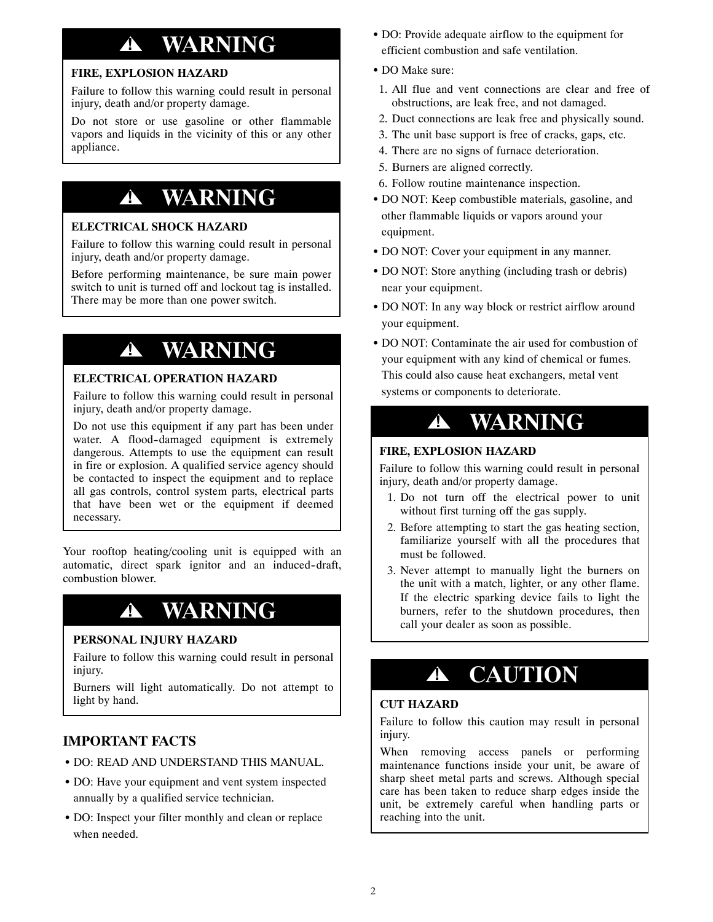## ⚠ WARNING

**FIRE, EXPLOSION HAZARD**

Failure to follow this warning could result in personal injury, death and/or property damage.

Do not store or use gasoline or other flammable vapors and liquids in the vicinity of this or any other appliance.

## ⚠ WARNING

**ELECTRICAL SHOCK HAZARD**

Failure to follow this warning could result in personal injury, death and/or property damage.

Before performing maintenance, be sure main power switch to unit is turned off and lockout tag is installed. There may be more than one power switch.

## ⚠ WARNING

**ELECTRICAL OPERATION HAZARD**

Failure to follow this warning could result in personal injury, death and/or property damage.

Do not use this equipment if any part has been under water. A flood-damaged equipment is extremely dangerous. Attempts to use the equipment can result in fire or explosion. A qualified service agency should be contacted to inspect the equipment and to replace all gas controls, control system parts, electrical parts that have been wet or the equipment if deemed necessary.

Your rooftop heating/cooling unit is equipped with an automatic, direct spark ignitor and an induced-draft, combustion blower.

## ⚠ WARNING

**PERSONAL INJURY HAZARD**

Failure to follow this warning could result in personal injury.

Burners will light automatically. Do not attempt to light by hand.

## IMPORTANT FACTS

- DO: READ AND UNDERSTAND THIS MANUAL.
- DO: Have your equipment and vent system inspected annually by a qualified service technician.
- DO: Inspect your filter monthly and clean or replace when needed.
- DO: Provide adequate airflow to the equipment for efficient combustion and safe ventilation.
- DO Make sure:
  1. All flue and vent connections are clear and free of obstructions, are leak free, and not damaged.
  2. Duct connections are leak free and physically sound.
  3. The unit base support is free of cracks, gaps, etc.
  4. There are no signs of furnace deterioration.
  5. Burners are aligned correctly.
  6. Follow routine maintenance inspection.
- DO NOT: Keep combustible materials, gasoline, and other flammable liquids or vapors around your equipment.
- DO NOT: Cover your equipment in any manner.
- DO NOT: Store anything (including trash or debris) near your equipment.
- DO NOT: In any way block or restrict airflow around your equipment.
- DO NOT: Contaminate the air used for combustion of your equipment with any kind of chemical or fumes. This could also cause heat exchangers, metal vent systems or components to deteriorate.

## ⚠ WARNING

**FIRE, EXPLOSION HAZARD**

Failure to follow this warning could result in personal injury, death and/or property damage.

1. Do not turn off the electrical power to unit without first turning off the gas supply.
2. Before attempting to start the gas heating section, familiarize yourself with all the procedures that must be followed.
3. Never attempt to manually light the burners on the unit with a match, lighter, or any other flame. If the electric sparking device fails to light the burners, refer to the shutdown procedures, then call your dealer as soon as possible.

## ⚠ CAUTION

**CUT HAZARD**

Failure to follow this caution may result in personal injury.

When removing access panels or performing maintenance functions inside your unit, be aware of sharp sheet metal parts and screws. Although special care has been taken to reduce sharp edges inside the unit, be extremely careful when handling parts or reaching into the unit.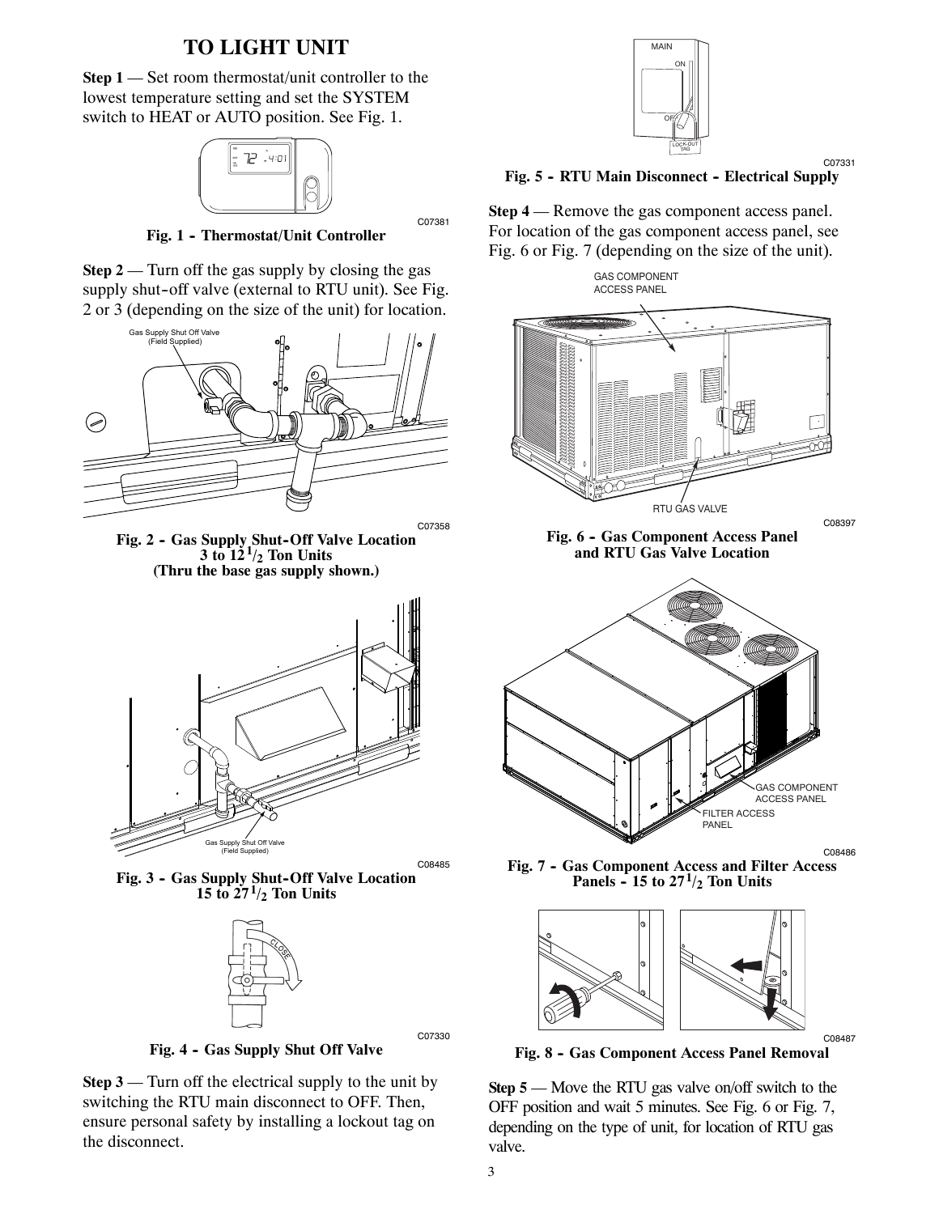# TO LIGHT UNIT

**Step 1** — Set room thermostat/unit controller to the lowest temperature setting and set the SYSTEM switch to HEAT or AUTO position. See Fig. 1.

**Fig. 1 - Thermostat/Unit Controller**

**Step 2** — Turn off the gas supply by closing the gas supply shut-off valve (external to RTU unit). See Fig. 2 or 3 (depending on the size of the unit) for location.

**Fig. 2 - Gas Supply Shut-Off Valve Location 3 to 12 $^{1}/_{2}$ Ton Units (Thru the base gas supply shown.)**

**Fig. 3 - Gas Supply Shut-Off Valve Location 15 to 27 $^{1}/_{2}$ Ton Units**

**Fig. 4 - Gas Supply Shut Off Valve**

**Step 3** — Turn off the electrical supply to the unit by switching the RTU main disconnect to OFF. Then, ensure personal safety by installing a lockout tag on the disconnect.

**Fig. 5 - RTU Main Disconnect - Electrical Supply**

**Step 4** — Remove the gas component access panel. For location of the gas component access panel, see Fig. 6 or Fig. 7 (depending on the size of the unit).

**Fig. 6 - Gas Component Access Panel and RTU Gas Valve Location**

**Fig. 7 - Gas Component Access and Filter Access Panels - 15 to 27 $^{1}/_{2}$ Ton Units**

**Fig. 8 - Gas Component Access Panel Removal**

**Step 5** — Move the RTU gas valve on/off switch to the OFF position and wait 5 minutes. See Fig. 6 or Fig. 7, depending on the type of unit, for location of RTU gas valve.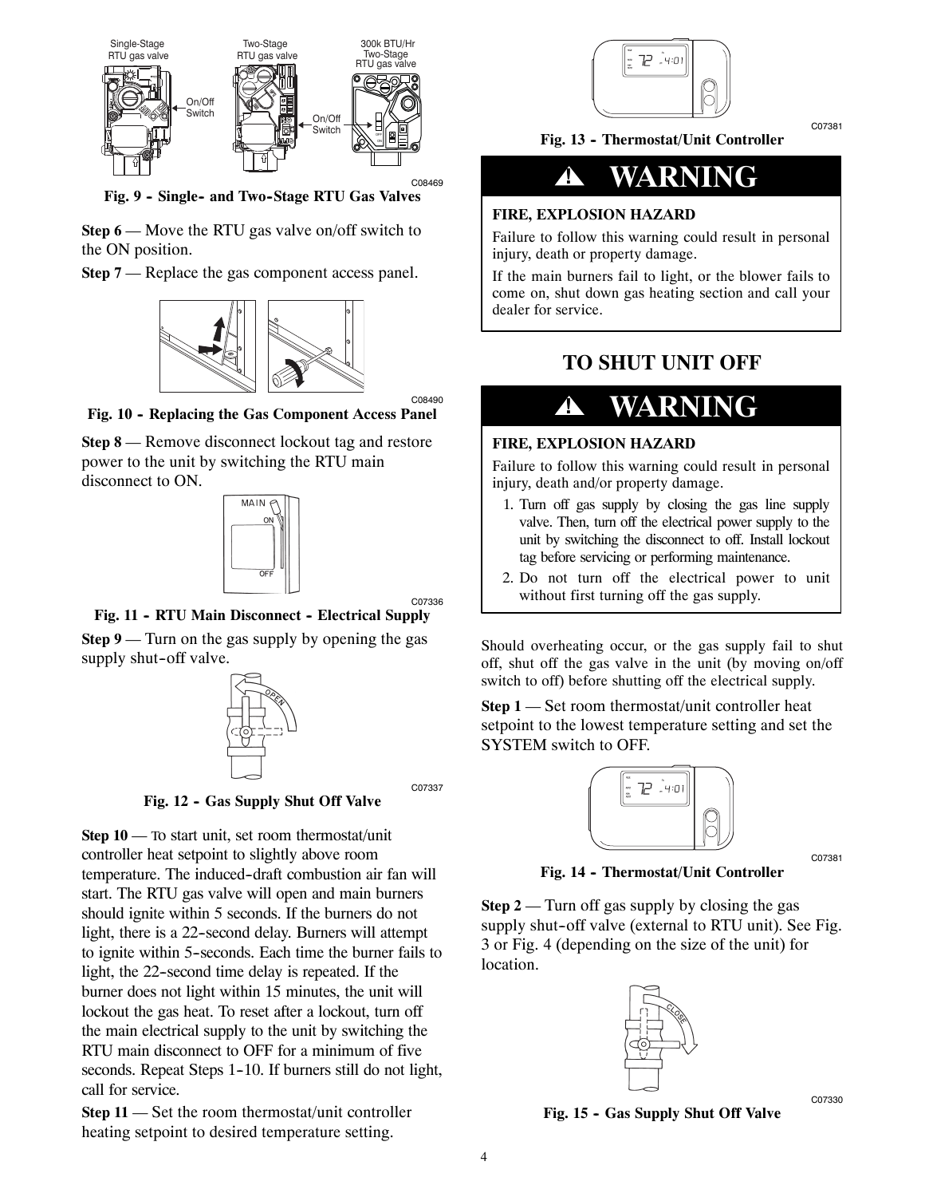Single-Stage RTU gas valve

Two-Stage RTU gas valve

300k BTU/Hr Two-Stage RTU gas valve

On/Off Switch

On/Off Switch

C08469

**Fig. 9 - Single- and Two-Stage RTU Gas Valves**

**Step 6** — Move the RTU gas valve on/off switch to the ON position.

**Step 7** — Replace the gas component access panel.

C08490

**Fig. 10 - Replacing the Gas Component Access Panel**

**Step 8** — Remove disconnect lockout tag and restore power to the unit by switching the RTU main disconnect to ON.

MAIN

ON

OFF

C07336

**Fig. 11 - RTU Main Disconnect - Electrical Supply**

**Step 9** — Turn on the gas supply by opening the gas supply shut-off valve.

OPEN

C07337

**Fig. 12 - Gas Supply Shut Off Valve**

**Step 10** — To start unit, set room thermostat/unit controller heat setpoint to slightly above room temperature. The induced-draft combustion air fan will start. The RTU gas valve will open and main burners should ignite within 5 seconds. If the burners do not light, there is a 22-second delay. Burners will attempt to ignite within 5-seconds. Each time the burner fails to light, the 22-second time delay is repeated. If the burner does not light within 15 minutes, the unit will lockout the gas heat. To reset after a lockout, turn off the main electrical supply to the unit by switching the RTU main disconnect to OFF for a minimum of five seconds. Repeat Steps 1-10. If burners still do not light, call for service.

**Step 11** — Set the room thermostat/unit controller heating setpoint to desired temperature setting.

C07381

**Fig. 13 - Thermostat/Unit Controller**

## ⚠ WARNING

**FIRE, EXPLOSION HAZARD**

Failure to follow this warning could result in personal injury, death or property damage.

If the main burners fail to light, or the blower fails to come on, shut down gas heating section and call your dealer for service.

## TO SHUT UNIT OFF

## ⚠ WARNING

**FIRE, EXPLOSION HAZARD**

Failure to follow this warning could result in personal injury, death and/or property damage.

1. Turn off gas supply by closing the gas line supply valve. Then, turn off the electrical power supply to the unit by switching the disconnect to off. Install lockout tag before servicing or performing maintenance.
2. Do not turn off the electrical power to unit without first turning off the gas supply.

Should overheating occur, or the gas supply fail to shut off, shut off the gas valve in the unit (by moving on/off switch to off) before shutting off the electrical supply.

**Step 1** — Set room thermostat/unit controller heat setpoint to the lowest temperature setting and set the SYSTEM switch to OFF.

C07381

**Fig. 14 - Thermostat/Unit Controller**

**Step 2** — Turn off gas supply by closing the gas supply shut-off valve (external to RTU unit). See Fig. 3 or Fig. 4 (depending on the size of the unit) for location.

CLOSE

C07330

**Fig. 15 - Gas Supply Shut Off Valve**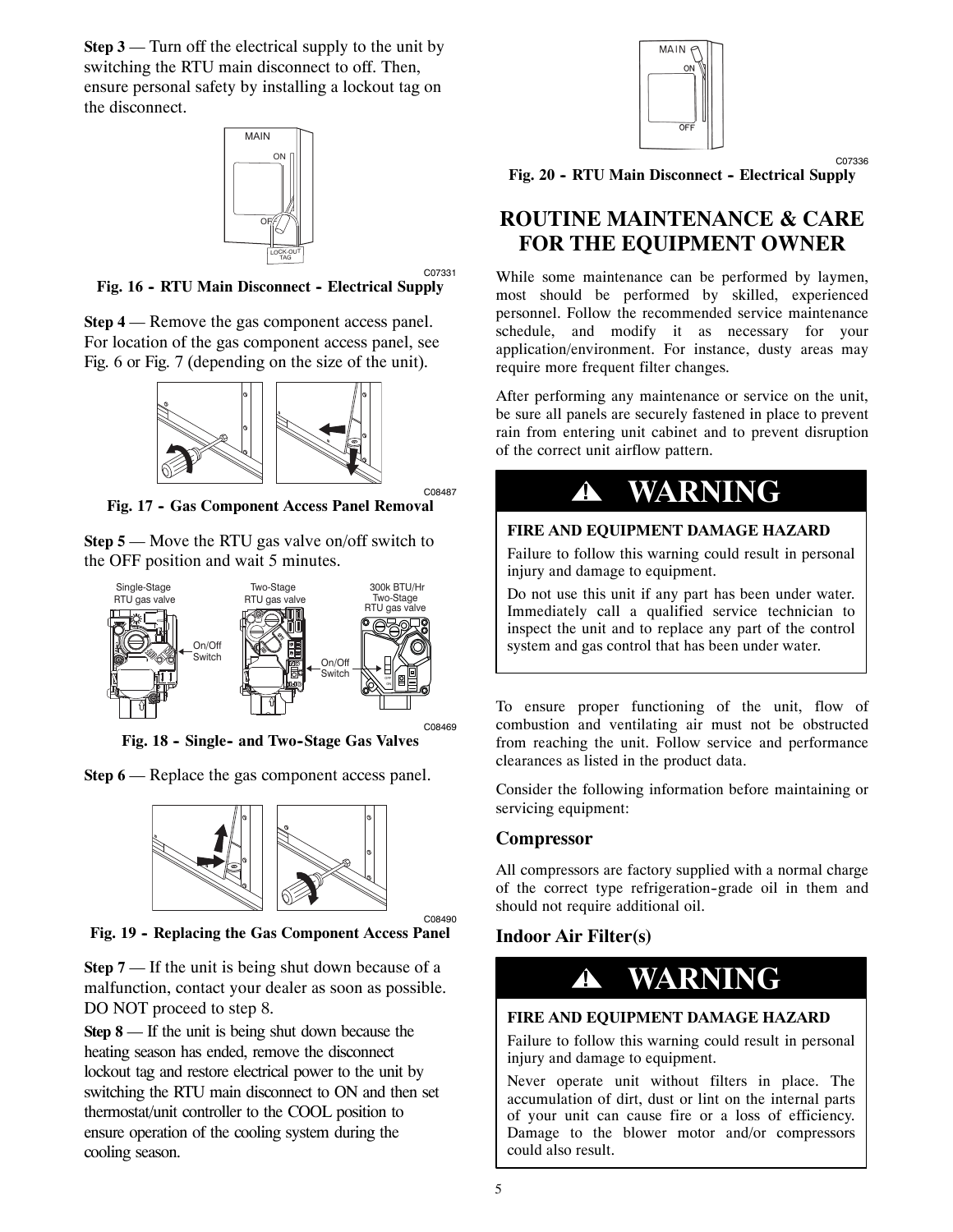**Step 3** — Turn off the electrical supply to the unit by switching the RTU main disconnect to off. Then, ensure personal safety by installing a lockout tag on the disconnect.

C07331

**Fig. 16 - RTU Main Disconnect - Electrical Supply**

**Step 4** — Remove the gas component access panel. For location of the gas component access panel, see Fig. 6 or Fig. 7 (depending on the size of the unit).

C08487

**Fig. 17 - Gas Component Access Panel Removal**

**Step 5** — Move the RTU gas valve on/off switch to the OFF position and wait 5 minutes.

C08469

**Fig. 18 - Single- and Two-Stage Gas Valves**

**Step 6** — Replace the gas component access panel.

C08490

**Fig. 19 - Replacing the Gas Component Access Panel**

**Step 7** — If the unit is being shut down because of a malfunction, contact your dealer as soon as possible. DO NOT proceed to step 8.

**Step 8** — If the unit is being shut down because the heating season has ended, remove the disconnect lockout tag and restore electrical power to the unit by switching the RTU main disconnect to ON and then set thermostat/unit controller to the COOL position to ensure operation of the cooling system during the cooling season.

C07336

**Fig. 20 - RTU Main Disconnect - Electrical Supply**

## ROUTINE MAINTENANCE & CARE FOR THE EQUIPMENT OWNER

While some maintenance can be performed by laymen, most should be performed by skilled, experienced personnel. Follow the recommended service maintenance schedule, and modify it as necessary for your application/environment. For instance, dusty areas may require more frequent filter changes.

After performing any maintenance or service on the unit, be sure all panels are securely fastened in place to prevent rain from entering unit cabinet and to prevent disruption of the correct unit airflow pattern.

**⚠ WARNING**

**FIRE AND EQUIPMENT DAMAGE HAZARD**

Failure to follow this warning could result in personal injury and damage to equipment.

Do not use this unit if any part has been under water. Immediately call a qualified service technician to inspect the unit and to replace any part of the control system and gas control that has been under water.

To ensure proper functioning of the unit, flow of combustion and ventilating air must not be obstructed from reaching the unit. Follow service and performance clearances as listed in the product data.

Consider the following information before maintaining or servicing equipment:

### Compressor

All compressors are factory supplied with a normal charge of the correct type refrigeration-grade oil in them and should not require additional oil.

### Indoor Air Filter(s)

**⚠ WARNING**

**FIRE AND EQUIPMENT DAMAGE HAZARD**

Failure to follow this warning could result in personal injury and damage to equipment.

Never operate unit without filters in place. The accumulation of dirt, dust or lint on the internal parts of your unit can cause fire or a loss of efficiency. Damage to the blower motor and/or compressors could also result.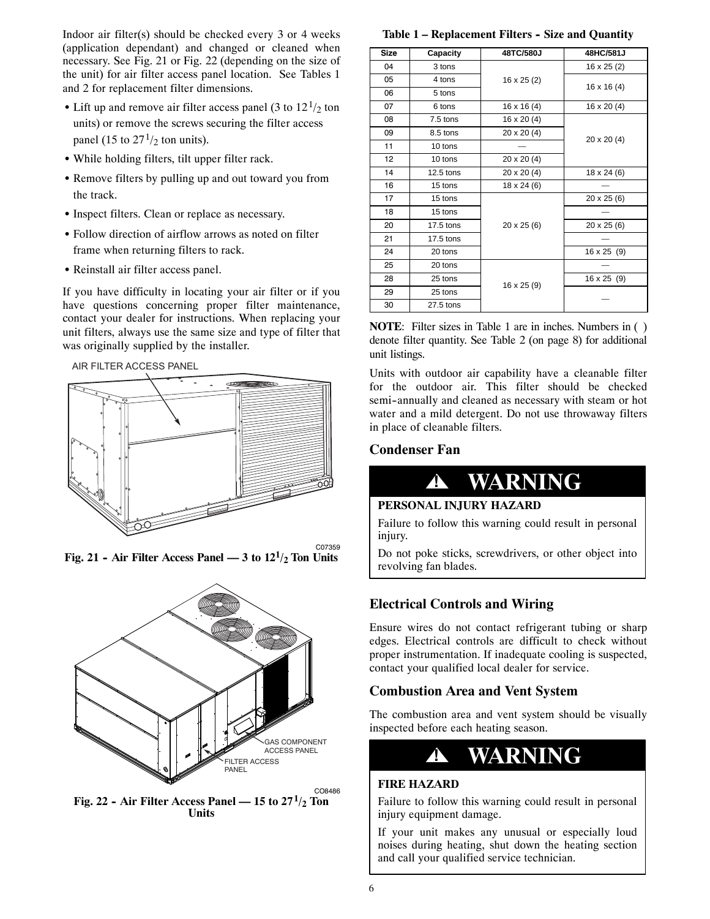Indoor air filter(s) should be checked every 3 or 4 weeks (application dependant) and changed or cleaned when necessary. See Fig. 21 or Fig. 22 (depending on the size of the unit) for air filter access panel location. See Tables 1 and 2 for replacement filter dimensions.

- Lift up and remove air filter access panel (3 to 12 1/2 ton units) or remove the screws securing the filter access panel (15 to 27 1/2 ton units).
- While holding filters, tilt upper filter rack.
- Remove filters by pulling up and out toward you from the track.
- Inspect filters. Clean or replace as necessary.
- Follow direction of airflow arrows as noted on filter frame when returning filters to rack.
- Reinstall air filter access panel.

If you have difficulty in locating your air filter or if you have questions concerning proper filter maintenance, contact your dealer for instructions. When replacing your unit filters, always use the same size and type of filter that was originally supplied by the installer.

AIR FILTER ACCESS PANEL

C07359

**Fig. 21 - Air Filter Access Panel — 3 to 12 1/2 Ton Units**

GAS COMPONENT ACCESS PANEL

FILTER ACCESS PANEL

C08486

**Fig. 22 - Air Filter Access Panel — 15 to 27 1/2 Ton Units**

**Table 1 – Replacement Filters - Size and Quantity**

| Size | Capacity | 48TC/580J | 48HC/581J |
|---|---|---|---|
| 04 | 3 tons | 16 x 25 (2) | 16 x 25 (2) |
| 05 | 4 tons | 16 x 25 (2) | 16 x 16 (4) |
| 06 | 5 tons | 16 x 25 (2) | 16 x 16 (4) |
| 07 | 6 tons | 16 x 16 (4) | 16 x 20 (4) |
| 08 | 7.5 tons | 16 x 20 (4) | 20 x 20 (4) |
| 09 | 8.5 tons | 20 x 20 (4) | 20 x 20 (4) |
| 11 | 10 tons | — | 20 x 20 (4) |
| 12 | 10 tons | 20 x 20 (4) | 20 x 20 (4) |
| 14 | 12.5 tons | 20 x 20 (4) | 18 x 24 (6) |
| 16 | 15 tons | 18 x 24 (6) | — |
| 17 | 15 tons | 20 x 25 (6) | 20 x 25 (6) |
| 18 | 15 tons | 20 x 25 (6) | — |
| 20 | 17.5 tons | 20 x 25 (6) | 20 x 25 (6) |
| 21 | 17.5 tons | 20 x 25 (6) | — |
| 24 | 20 tons | 20 x 25 (6) | 16 x 25 (9) |
| 25 | 20 tons | 16 x 25 (9) | — |
| 28 | 25 tons | 16 x 25 (9) | 16 x 25 (9) |
| 29 | 25 tons | 16 x 25 (9) | — |
| 30 | 27.5 tons | 16 x 25 (9) | — |

**NOTE**: Filter sizes in Table 1 are in inches. Numbers in ( ) denote filter quantity. See Table 2 (on page 8) for additional unit listings.

Units with outdoor air capability have a cleanable filter for the outdoor air. This filter should be checked semi-annually and cleaned as necessary with steam or hot water and a mild detergent. Do not use throwaway filters in place of cleanable filters.

## Condenser Fan

**⚠ WARNING**

**PERSONAL INJURY HAZARD**

Failure to follow this warning could result in personal injury.

Do not poke sticks, screwdrivers, or other object into revolving fan blades.

## Electrical Controls and Wiring

Ensure wires do not contact refrigerant tubing or sharp edges. Electrical controls are difficult to check without proper instrumentation. If inadequate cooling is suspected, contact your qualified local dealer for service.

## Combustion Area and Vent System

The combustion area and vent system should be visually inspected before each heating season.

**⚠ WARNING**

**FIRE HAZARD**

Failure to follow this warning could result in personal injury equipment damage.

If your unit makes any unusual or especially loud noises during heating, shut down the heating section and call your qualified service technician.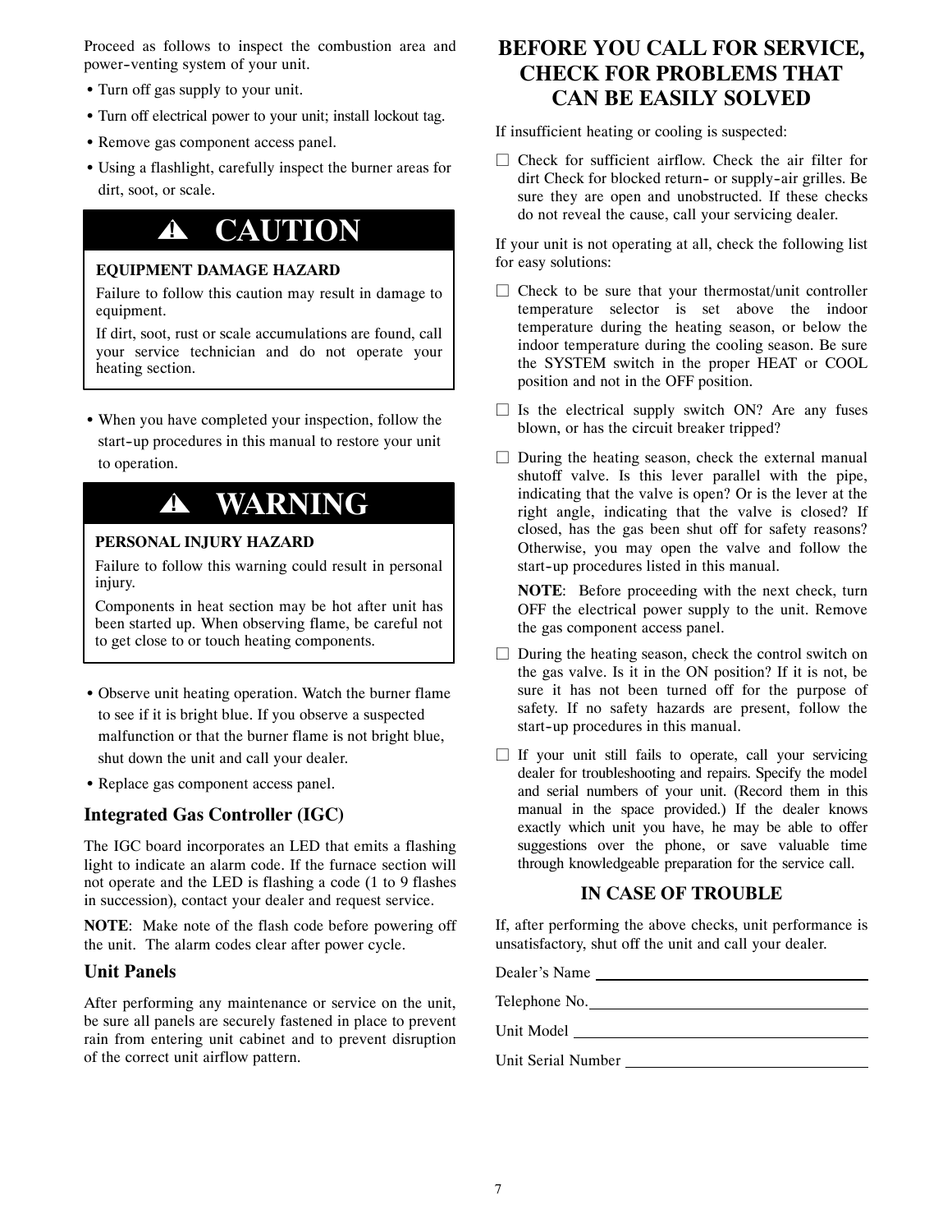Proceed as follows to inspect the combustion area and power-venting system of your unit.

- Turn off gas supply to your unit.
- Turn off electrical power to your unit; install lockout tag.
- Remove gas component access panel.
- Using a flashlight, carefully inspect the burner areas for dirt, soot, or scale.

## ⚠ CAUTION

**EQUIPMENT DAMAGE HAZARD**

Failure to follow this caution may result in damage to equipment.

If dirt, soot, rust or scale accumulations are found, call your service technician and do not operate your heating section.

- When you have completed your inspection, follow the start-up procedures in this manual to restore your unit to operation.

## ⚠ WARNING

**PERSONAL INJURY HAZARD**

Failure to follow this warning could result in personal injury.

Components in heat section may be hot after unit has been started up. When observing flame, be careful not to get close to or touch heating components.

- Observe unit heating operation. Watch the burner flame to see if it is bright blue. If you observe a suspected malfunction or that the burner flame is not bright blue, shut down the unit and call your dealer.
- Replace gas component access panel.

### Integrated Gas Controller (IGC)

The IGC board incorporates an LED that emits a flashing light to indicate an alarm code. If the furnace section will not operate and the LED is flashing a code (1 to 9 flashes in succession), contact your dealer and request service.

**NOTE**: Make note of the flash code before powering off the unit. The alarm codes clear after power cycle.

### Unit Panels

After performing any maintenance or service on the unit, be sure all panels are securely fastened in place to prevent rain from entering unit cabinet and to prevent disruption of the correct unit airflow pattern.

## BEFORE YOU CALL FOR SERVICE, CHECK FOR PROBLEMS THAT CAN BE EASILY SOLVED

If insufficient heating or cooling is suspected:

- ☐ Check for sufficient airflow. Check the air filter for dirt Check for blocked return- or supply-air grilles. Be sure they are open and unobstructed. If these checks do not reveal the cause, call your servicing dealer.

If your unit is not operating at all, check the following list for easy solutions:

- ☐ Check to be sure that your thermostat/unit controller temperature selector is set above the indoor temperature during the heating season, or below the indoor temperature during the cooling season. Be sure the SYSTEM switch in the proper HEAT or COOL position and not in the OFF position.
- ☐ Is the electrical supply switch ON? Are any fuses blown, or has the circuit breaker tripped?
- ☐ During the heating season, check the external manual shutoff valve. Is this lever parallel with the pipe, indicating that the valve is open? Or is the lever at the right angle, indicating that the valve is closed? If closed, has the gas been shut off for safety reasons? Otherwise, you may open the valve and follow the start-up procedures listed in this manual.

  **NOTE**: Before proceeding with the next check, turn OFF the electrical power supply to the unit. Remove the gas component access panel.
- ☐ During the heating season, check the control switch on the gas valve. Is it in the ON position? If it is not, be sure it has not been turned off for the purpose of safety. If no safety hazards are present, follow the start-up procedures in this manual.
- ☐ If your unit still fails to operate, call your servicing dealer for troubleshooting and repairs. Specify the model and serial numbers of your unit. (Record them in this manual in the space provided.) If the dealer knows exactly which unit you have, he may be able to offer suggestions over the phone, or save valuable time through knowledgeable preparation for the service call.

### IN CASE OF TROUBLE

If, after performing the above checks, unit performance is unsatisfactory, shut off the unit and call your dealer.

Dealer's Name ______________________________

Telephone No. ______________________________

Unit Model ______________________________

Unit Serial Number ______________________________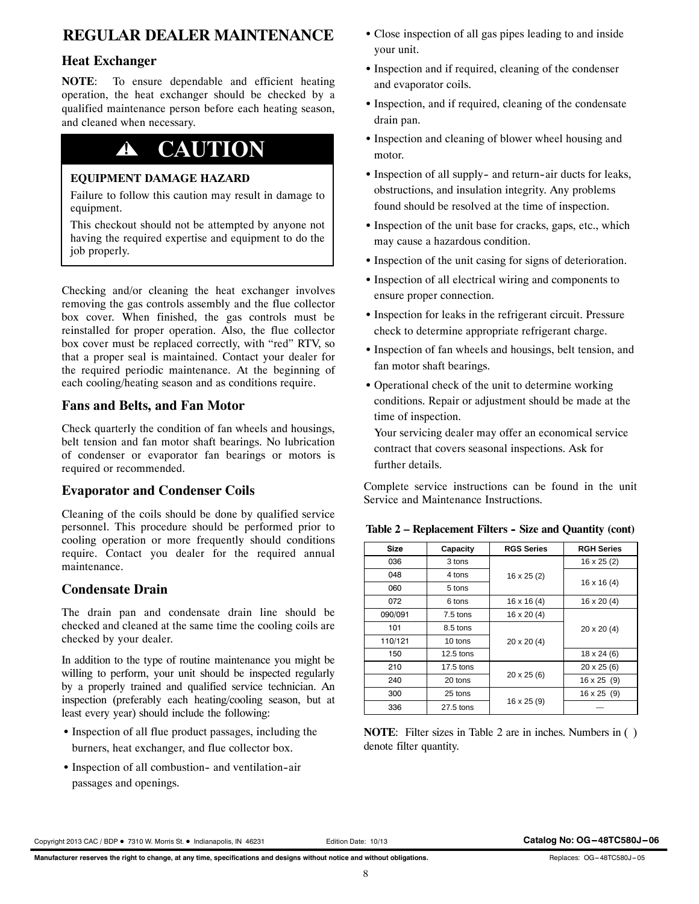# REGULAR DEALER MAINTENANCE

## Heat Exchanger

**NOTE**: To ensure dependable and efficient heating operation, the heat exchanger should be checked by a qualified maintenance person before each heating season, and cleaned when necessary.

> **⚠ CAUTION**
>
> **EQUIPMENT DAMAGE HAZARD**
>
> Failure to follow this caution may result in damage to equipment.
>
> This checkout should not be attempted by anyone not having the required expertise and equipment to do the job properly.

Checking and/or cleaning the heat exchanger involves removing the gas controls assembly and the flue collector box cover. When finished, the gas controls must be reinstalled for proper operation. Also, the flue collector box cover must be replaced correctly, with "red" RTV, so that a proper seal is maintained. Contact your dealer for the required periodic maintenance. At the beginning of each cooling/heating season and as conditions require.

## Fans and Belts, and Fan Motor

Check quarterly the condition of fan wheels and housings, belt tension and fan motor shaft bearings. No lubrication of condenser or evaporator fan bearings or motors is required or recommended.

## Evaporator and Condenser Coils

Cleaning of the coils should be done by qualified service personnel. This procedure should be performed prior to cooling operation or more frequently should conditions require. Contact you dealer for the required annual maintenance.

## Condensate Drain

The drain pan and condensate drain line should be checked and cleaned at the same time the cooling coils are checked by your dealer.

In addition to the type of routine maintenance you might be willing to perform, your unit should be inspected regularly by a properly trained and qualified service technician. An inspection (preferably each heating/cooling season, but at least every year) should include the following:

- Inspection of all flue product passages, including the burners, heat exchanger, and flue collector box.
- Inspection of all combustion- and ventilation-air passages and openings.
- Close inspection of all gas pipes leading to and inside your unit.
- Inspection and if required, cleaning of the condenser and evaporator coils.
- Inspection, and if required, cleaning of the condensate drain pan.
- Inspection and cleaning of blower wheel housing and motor.
- Inspection of all supply- and return-air ducts for leaks, obstructions, and insulation integrity. Any problems found should be resolved at the time of inspection.
- Inspection of the unit base for cracks, gaps, etc., which may cause a hazardous condition.
- Inspection of the unit casing for signs of deterioration.
- Inspection of all electrical wiring and components to ensure proper connection.
- Inspection for leaks in the refrigerant circuit. Pressure check to determine appropriate refrigerant charge.
- Inspection of fan wheels and housings, belt tension, and fan motor shaft bearings.
- Operational check of the unit to determine working conditions. Repair or adjustment should be made at the time of inspection.

  Your servicing dealer may offer an economical service contract that covers seasonal inspections. Ask for further details.

Complete service instructions can be found in the unit Service and Maintenance Instructions.

**Table 2 – Replacement Filters - Size and Quantity (cont)**

| Size | Capacity | RGS Series | RGH Series |
|---|---|---|---|
| 036 | 3 tons | 16 x 25 (2) | 16 x 25 (2) |
| 048 | 4 tons | 16 x 25 (2) | 16 x 16 (4) |
| 060 | 5 tons | 16 x 25 (2) | 16 x 16 (4) |
| 072 | 6 tons | 16 x 16 (4) | 16 x 20 (4) |
| 090/091 | 7.5 tons | 16 x 20 (4) | 20 x 20 (4) |
| 101 | 8.5 tons | 20 x 20 (4) | 20 x 20 (4) |
| 110/121 | 10 tons | 20 x 20 (4) | 20 x 20 (4) |
| 150 | 12.5 tons | 20 x 20 (4) | 18 x 24 (6) |
| 210 | 17.5 tons | 20 x 25 (6) | 20 x 25 (6) |
| 240 | 20 tons | 20 x 25 (6) | 16 x 25 (9) |
| 300 | 25 tons | 16 x 25 (9) | 16 x 25 (9) |
| 336 | 27.5 tons | 16 x 25 (9) | — |

**NOTE**: Filter sizes in Table 2 are in inches. Numbers in ( ) denote filter quantity.

Copyright 2013 CAC / BDP ● 7310 W. Morris St. ● Indianapolis, IN 46231 Edition Date: 10/13 **Catalog No: OG–48TC580J–06**

**Manufacturer reserves the right to change, at any time, specifications and designs without notice and without obligations.** Replaces: OG–48TC580J–05